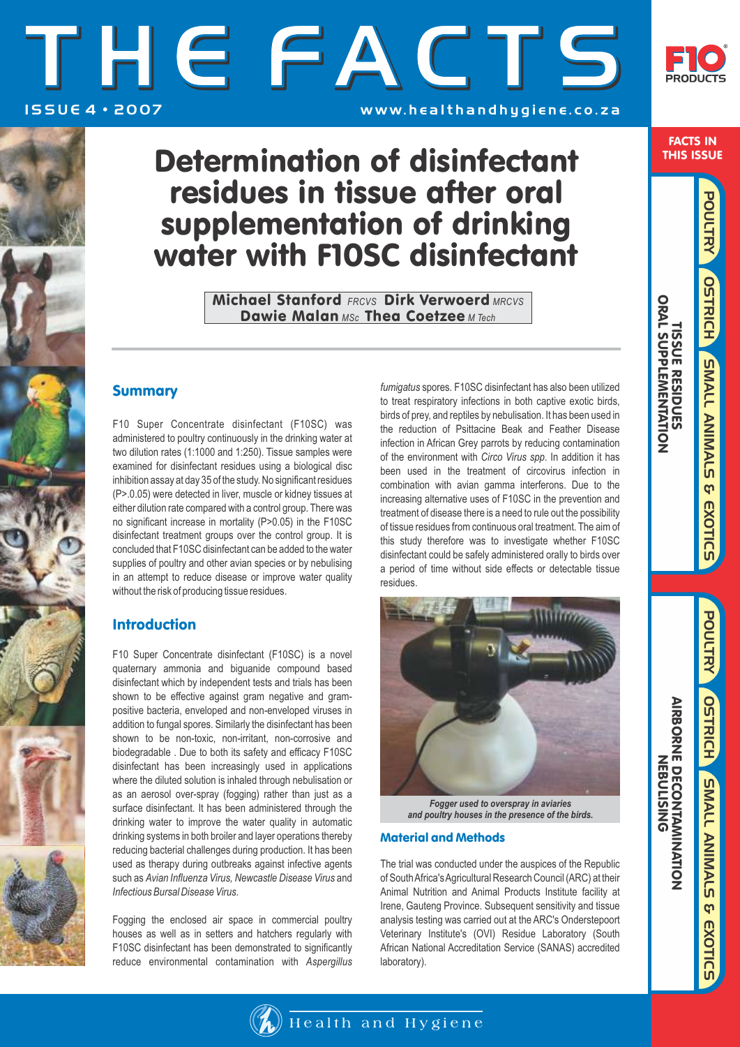# THE FACTS

ISSUE 4 • 2007

www.healthandhygiene.co.za

## Determination of disinfectant residues in tissue after oral supplementation of drinking water with F10SC disinfectant

**Michael Stanford** *FRCVS* **Dirk Verwoerd** *MRCVS*
**Dawie Malan** *MSc* **Thea Coetzee** *M Tech*

### Summary

F10 Super Concentrate disinfectant (F10SC) was administered to poultry continuously in the drinking water at two dilution rates (1:1000 and 1:250). Tissue samples were examined for disinfectant residues using a biological disc inhibition assay at day 35 of the study. No significant residues (P>.0.05) were detected in liver, muscle or kidney tissues at either dilution rate compared with a control group. There was no significant increase in mortality (P>0.05) in the F10SC disinfectant treatment groups over the control group. It is concluded that F10SC disinfectant can be added to the water supplies of poultry and other avian species or by nebulising in an attempt to reduce disease or improve water quality without the risk of producing tissue residues.

### Introduction

F10 Super Concentrate disinfectant (F10SC) is a novel quaternary ammonia and biguanide compound based disinfectant which by independent tests and trials has been shown to be effective against gram negative and gram-positive bacteria, enveloped and non-enveloped viruses in addition to fungal spores. Similarly the disinfectant has been shown to be non-toxic, non-irritant, non-corrosive and biodegradable . Due to both its safety and efficacy F10SC disinfectant has been increasingly used in applications where the diluted solution is inhaled through nebulisation or as an aerosol over-spray (fogging) rather than just as a surface disinfectant. It has been administered through the drinking water to improve the water quality in automatic drinking systems in both broiler and layer operations thereby reducing bacterial challenges during production. It has been used as therapy during outbreaks against infective agents such as *Avian Influenza Virus, Newcastle Disease Virus* and *Infectious Bursal Disease Virus.*

Fogging the enclosed air space in commercial poultry houses as well as in setters and hatchers regularly with F10SC disinfectant has been demonstrated to significantly reduce environmental contamination with *Aspergillus fumigatus* spores. F10SC disinfectant has also been utilized to treat respiratory infections in both captive exotic birds, birds of prey, and reptiles by nebulisation. It has been used in the reduction of Psittacine Beak and Feather Disease infection in African Grey parrots by reducing contamination of the environment with *Circo Virus spp*. In addition it has been used in the treatment of circovirus infection in combination with avian gamma interferons. Due to the increasing alternative uses of F10SC in the prevention and treatment of disease there is a need to rule out the possibility of tissue residues from continuous oral treatment. The aim of this study therefore was to investigate whether F10SC disinfectant could be safely administered orally to birds over a period of time without side effects or detectable tissue residues.

*Fogger used to overspray in aviaries and poultry houses in the presence of the birds.*

### Material and Methods

The trial was conducted under the auspices of the Republic of South Africa's Agricultural Research Council (ARC) at their Animal Nutrition and Animal Products Institute facility at Irene, Gauteng Province. Subsequent sensitivity and tissue analysis testing was carried out at the ARC's Onderstepoort Veterinary Institute's (OVI) Residue Laboratory (South African National Accreditation Service (SANAS) accredited laboratory).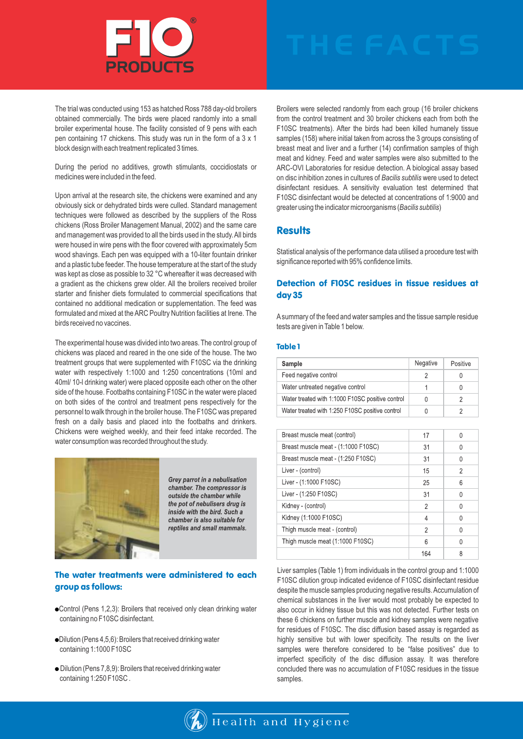The trial was conducted using 153 as hatched Ross 788 day-old broilers obtained commercially. The birds were placed randomly into a small broiler experimental house. The facility consisted of 9 pens with each pen containing 17 chickens. This study was run in the form of a 3 x 1 block design with each treatment replicated 3 times.

During the period no additives, growth stimulants, coccidiostats or medicines were included in the feed.

Upon arrival at the research site, the chickens were examined and any obviously sick or dehydrated birds were culled. Standard management techniques were followed as described by the suppliers of the Ross chickens (Ross Broiler Management Manual, 2002) and the same care and management was provided to all the birds used in the study. All birds were housed in wire pens with the floor covered with approximately 5cm wood shavings. Each pen was equipped with a 10-liter fountain drinker and a plastic tube feeder. The house temperature at the start of the study was kept as close as possible to 32 °C whereafter it was decreased with a gradient as the chickens grew older. All the broilers received broiler starter and finisher diets formulated to commercial specifications that contained no additional medication or supplementation. The feed was formulated and mixed at the ARC Poultry Nutrition facilities at Irene. The birds received no vaccines.

The experimental house was divided into two areas. The control group of chickens was placed and reared in the one side of the house. The two treatment groups that were supplemented with F10SC via the drinking water with respectively 1:1000 and 1:250 concentrations (10ml and 40ml/ 10-l drinking water) were placed opposite each other on the other side of the house. Footbaths containing F10SC in the water were placed on both sides of the control and treatment pens respectively for the personnel to walk through in the broiler house. The F10SC was prepared fresh on a daily basis and placed into the footbaths and drinkers. Chickens were weighed weekly, and their feed intake recorded. The water consumption was recorded throughout the study.

*Grey parrot in a nebulisation chamber. The compressor is outside the chamber while the pot of nebulisers drug is inside with the bird. Such a chamber is also suitable for reptiles and small mammals.*

### The water treatments were administered to each group as follows:

- Control (Pens 1,2,3): Broilers that received only clean drinking water containing no F10SC disinfectant.
- Dilution (Pens 4,5,6): Broilers that received drinking water containing 1:1000 F10SC
- Dilution (Pens 7,8,9): Broilers that received drinking water containing 1:250 F10SC .

Broilers were selected randomly from each group (16 broiler chickens from the control treatment and 30 broiler chickens each from both the F10SC treatments). After the birds had been killed humanely tissue samples (158) where initial taken from across the 3 groups consisting of breast meat and liver and a further (14) confirmation samples of thigh meat and kidney. Feed and water samples were also submitted to the ARC-OVI Laboratories for residue detection. A biological assay based on disc inhibition zones in cultures of *Bacilis subtilis* were used to detect disinfectant residues. A sensitivity evaluation test determined that F10SC disinfectant would be detected at concentrations of 1:9000 and greater using the indicator microorganisms (*Bacilis subtilis*)

## Results

Statistical analysis of the performance data utilised a procedure test with significance reported with 95% confidence limits.

### Detection of F10SC residues in tissue residues at day 35

A summary of the feed and water samples and the tissue sample residue tests are given in Table 1 below.

#### Table 1

| Sample | Negative | Positive |
|---|---|---|
| Feed negative control | 2 | 0 |
| Water untreated negative control | 1 | 0 |
| Water treated with 1:1000 F10SC positive control | 0 | 2 |
| Water treated with 1:250 F10SC positive control | 0 | 2 |
| Breast muscle meat (control) | 17 | 0 |
| Breast muscle meat - (1:1000 F10SC) | 31 | 0 |
| Breast muscle meat - (1:250 F10SC) | 31 | 0 |
| Liver - (control) | 15 | 2 |
| Liver - (1:1000 F10SC) | 25 | 6 |
| Liver - (1:250 F10SC) | 31 | 0 |
| Kidney - (control) | 2 | 0 |
| Kidney (1:1000 F10SC) | 4 | 0 |
| Thigh muscle meat - (control) | 2 | 0 |
| Thigh muscle meat (1:1000 F10SC) | 6 | 0 |
| | 164 | 8 |

Liver samples (Table 1) from individuals in the control group and 1:1000 F10SC dilution group indicated evidence of F10SC disinfectant residue despite the muscle samples producing negative results. Accumulation of chemical substances in the liver would most probably be expected to also occur in kidney tissue but this was not detected. Further tests on these 6 chickens on further muscle and kidney samples were negative for residues of F10SC. The disc diffusion based assay is regarded as highly sensitive but with lower specificity. The results on the liver samples were therefore considered to be "false positives" due to imperfect specificity of the disc diffusion assay. It was therefore concluded there was no accumulation of F10SC residues in the tissue samples.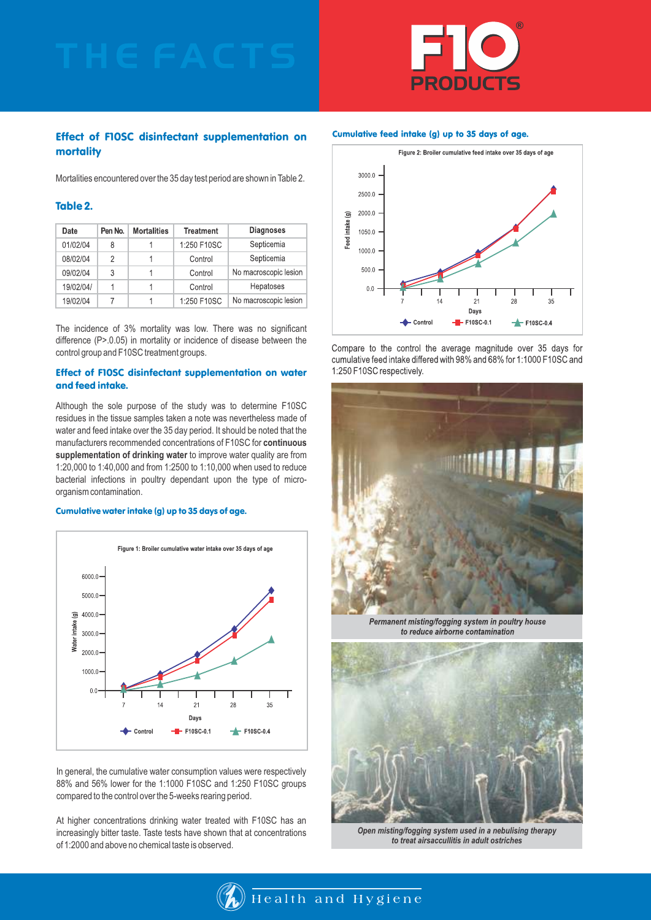## Effect of F10SC disinfectant supplementation on mortality

Mortalities encountered over the 35 day test period are shown in Table 2.

### Table 2.

| Date | Pen No. | Mortalities | Treatment | Diagnoses |
|---|---|---|---|---|
| 01/02/04 | 8 | 1 | 1:250 F10SC | Septicemia |
| 08/02/04 | 2 | 1 | Control | Septicemia |
| 09/02/04 | 3 | 1 | Control | No macroscopic lesion |
| 19/02/04/ | 1 | 1 | Control | Hepatoses |
| 19/02/04 | 7 | 1 | 1:250 F10SC | No macroscopic lesion |

The incidence of 3% mortality was low. There was no significant difference (P>.0.05) in mortality or incidence of disease between the control group and F10SC treatment groups.

## Effect of F10SC disinfectant supplementation on water and feed intake.

Although the sole purpose of the study was to determine F10SC residues in the tissue samples taken a note was nevertheless made of water and feed intake over the 35 day period. It should be noted that the manufacturers recommended concentrations of F10SC for **continuous supplementation of drinking water** to improve water quality are from 1:20,000 to 1:40,000 and from 1:2500 to 1:10,000 when used to reduce bacterial infections in poultry dependant upon the type of micro-organism contamination.

### Cumulative water intake (g) up to 35 days of age.

Figure 1: Broiler cumulative water intake over 35 days of age

In general, the cumulative water consumption values were respectively 88% and 56% lower for the 1:1000 F10SC and 1:250 F10SC groups compared to the control over the 5-weeks rearing period.

At higher concentrations drinking water treated with F10SC has an increasingly bitter taste. Taste tests have shown that at concentrations of 1:2000 and above no chemical taste is observed.

### Cumulative feed intake (g) up to 35 days of age.

Figure 2: Broiler cumulative feed intake over 35 days of age

Compare to the control the average magnitude over 35 days for cumulative feed intake differed with 98% and 68% for 1:1000 F10SC and 1:250 F10SC respectively.

*Permanent misting/fogging system in poultry house to reduce airborne contamination*

*Open misting/fogging system used in a nebulising therapy to treat airsacculitis in adult ostriches*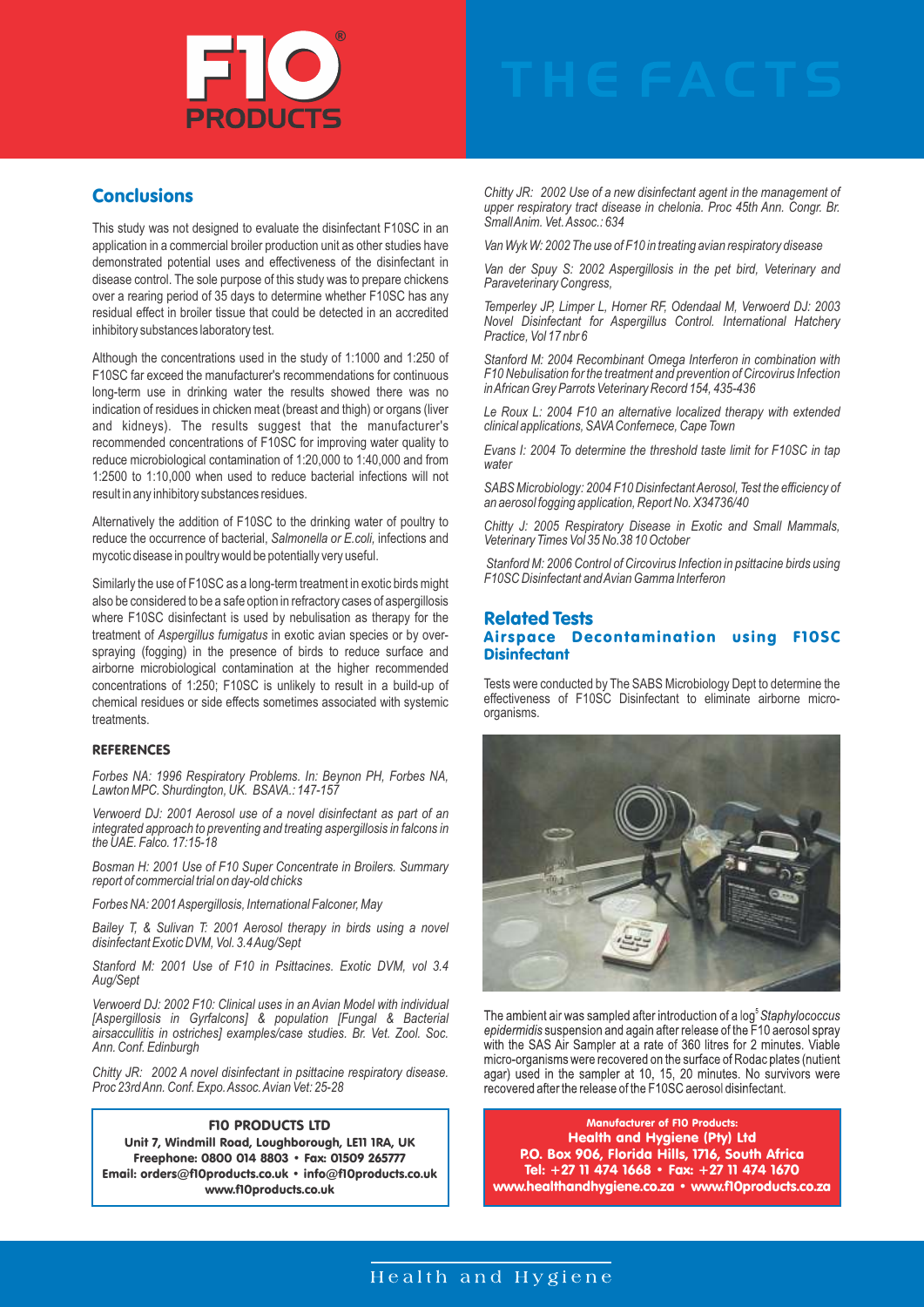# F10 PRODUCTS

# THE FACTS

## Conclusions

This study was not designed to evaluate the disinfectant F10SC in an application in a commercial broiler production unit as other studies have demonstrated potential uses and effectiveness of the disinfectant in disease control. The sole purpose of this study was to prepare chickens over a rearing period of 35 days to determine whether F10SC has any residual effect in broiler tissue that could be detected in an accredited inhibitory substances laboratory test.

Although the concentrations used in the study of 1:1000 and 1:250 of F10SC far exceed the manufacturer's recommendations for continuous long-term use in drinking water the results showed there was no indication of residues in chicken meat (breast and thigh) or organs (liver and kidneys). The results suggest that the manufacturer's recommended concentrations of F10SC for improving water quality to reduce microbiological contamination of 1:20,000 to 1:40,000 and from 1:2500 to 1:10,000 when used to reduce bacterial infections will not result in any inhibitory substances residues.

Alternatively the addition of F10SC to the drinking water of poultry to reduce the occurrence of bacterial, *Salmonella or E.coli*, infections and mycotic disease in poultry would be potentially very useful.

Similarly the use of F10SC as a long-term treatment in exotic birds might also be considered to be a safe option in refractory cases of aspergillosis where F10SC disinfectant is used by nebulisation as therapy for the treatment of *Aspergillus fumigatus* in exotic avian species or by over-spraying (fogging) in the presence of birds to reduce surface and airborne microbiological contamination at the higher recommended concentrations of 1:250; F10SC is unlikely to result in a build-up of chemical residues or side effects sometimes associated with systemic treatments.

### REFERENCES

*Forbes NA: 1996 Respiratory Problems. In: Beynon PH, Forbes NA, Lawton MPC. Shurdington, UK. BSAVA.: 147-157*

*Verwoerd DJ: 2001 Aerosol use of a novel disinfectant as part of an integrated approach to preventing and treating aspergillosis in falcons in the UAE. Falco. 17:15-18*

*Bosman H: 2001 Use of F10 Super Concentrate in Broilers. Summary report of commercial trial on day-old chicks*

*Forbes NA: 2001 Aspergillosis, International Falconer, May*

*Bailey T, & Sulivan T: 2001 Aerosol therapy in birds using a novel disinfectant Exotic DVM, Vol. 3.4 Aug/Sept*

*Stanford M: 2001 Use of F10 in Psittacines. Exotic DVM, vol 3.4 Aug/Sept*

*Verwoerd DJ: 2002 F10: Clinical uses in an Avian Model with individual [Aspergillosis in Gyrfalcons] & population [Fungal & Bacterial airsacculitis in ostriches] examples/case studies. Br. Vet. Zool. Soc. Ann. Conf. Edinburgh*

*Chitty JR: 2002 A novel disinfectant in psittacine respiratory disease. Proc 23rd Ann. Conf. Expo. Assoc. Avian Vet: 25-28*

*Chitty JR: 2002 Use of a new disinfectant agent in the management of upper respiratory tract disease in chelonia. Proc 45th Ann. Congr. Br. Small Anim. Vet. Assoc.: 634*

*Van Wyk W: 2002 The use of F10 in treating avian respiratory disease*

*Van der Spuy S: 2002 Aspergillosis in the pet bird, Veterinary and Paraveterinary Congress,*

*Temperley JP, Limper L, Horner RF, Odendaal M, Verwoerd DJ: 2003 Novel Disinfectant for Aspergillus Control. International Hatchery Practice, Vol 17 nbr 6*

*Stanford M: 2004 Recombinant Omega Interferon in combination with F10 Nebulisation for the treatment and prevention of Circovirus Infection in African Grey Parrots Veterinary Record 154, 435-436*

*Le Roux L: 2004 F10 an alternative localized therapy with extended clinical applications, SAVA Confernece, Cape Town*

*Evans I: 2004 To determine the threshold taste limit for F10SC in tap water*

*SABS Microbiology: 2004 F10 Disinfectant Aerosol, Test the efficiency of an aerosol fogging application, Report No. X34736/40*

*Chitty J: 2005 Respiratory Disease in Exotic and Small Mammals, Veterinary Times Vol 35 No.38 10 October*

*Stanford M: 2006 Control of Circovirus Infection in psittacine birds using F10SC Disinfectant and Avian Gamma Interferon*

**F10 PRODUCTS LTD**
**Unit 7, Windmill Road, Loughborough, LE11 1RA, UK**
**Freephone: 0800 014 8803 • Fax: 01509 265777**
**Email: orders@f10products.co.uk • info@f10products.co.uk**
**www.f10products.co.uk**

## Related Tests

### Airspace Decontamination using F10SC Disinfectant

Tests were conducted by The SABS Microbiology Dept to determine the effectiveness of F10SC Disinfectant to eliminate airborne micro-organisms.

The ambient air was sampled after introduction of a $\log^5$ *Staphylococcus epidermidis* suspension and again after release of the F10 aerosol spray with the SAS Air Sampler at a rate of 360 litres for 2 minutes. Viable micro-organisms were recovered on the surface of Rodac plates (nutrient agar) used in the sampler at 10, 15, 20 minutes. No survivors were recovered after the release of the F10SC aerosol disinfectant.

**Manufacturer of F10 Products:**
**Health and Hygiene (Pty) Ltd**
**P.O. Box 906, Florida Hills, 1716, South Africa**
**Tel: +27 11 474 1668 • Fax: +27 11 474 1670**
**www.healthandhygiene.co.za • www.f10products.co.za**

Health and Hygiene